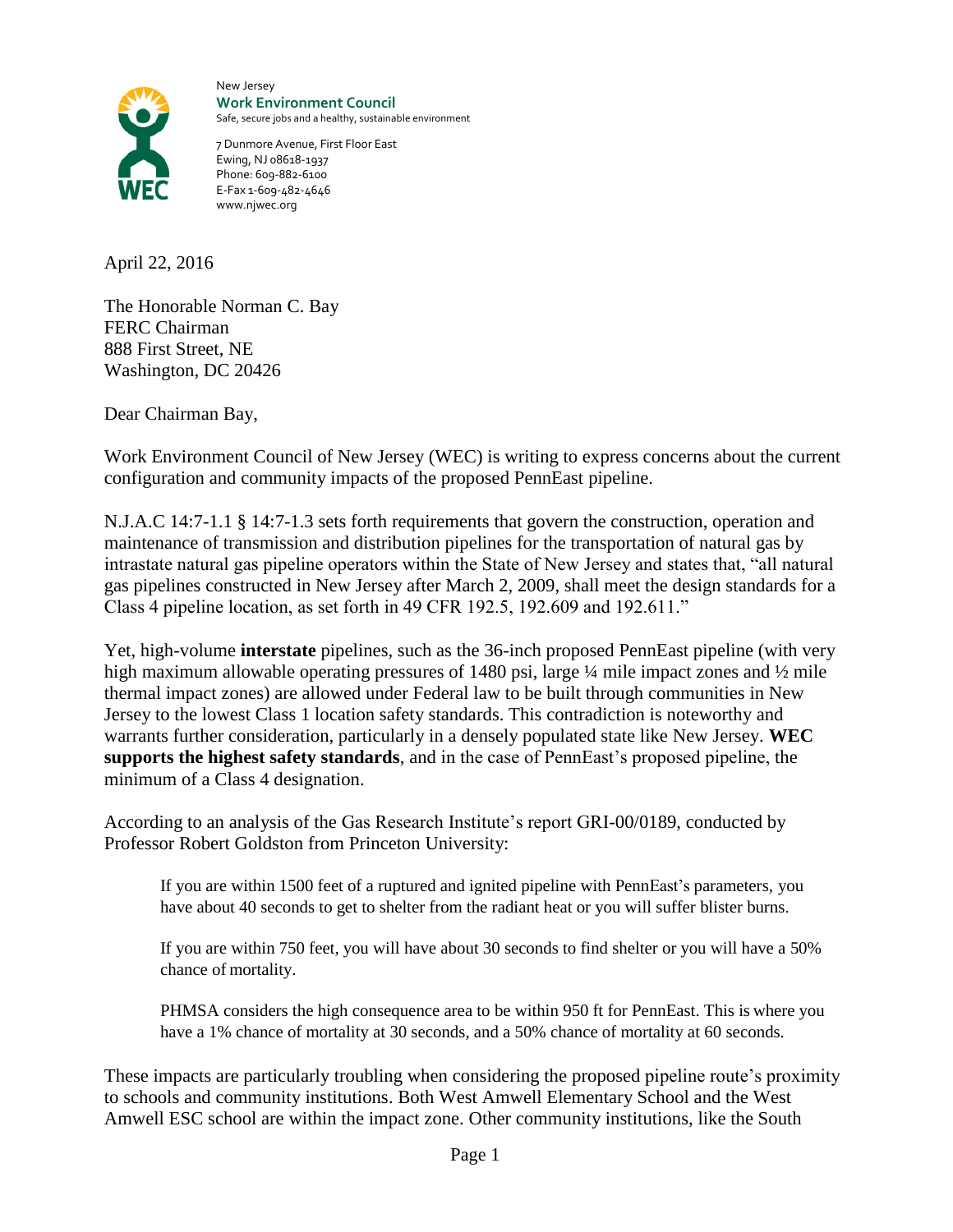New Jersey
**Work Environment Council**
Safe, secure jobs and a healthy, sustainable environment

7 Dunmore Avenue, First Floor East
Ewing, NJ 08618-1937
Phone: 609-882-6100
E-Fax 1-609-482-4646
www.njwec.org

April 22, 2016

The Honorable Norman C. Bay
FERC Chairman
888 First Street, NE
Washington, DC 20426

Dear Chairman Bay,

Work Environment Council of New Jersey (WEC) is writing to express concerns about the current configuration and community impacts of the proposed PennEast pipeline.

N.J.A.C 14:7-1.1 § 14:7-1.3 sets forth requirements that govern the construction, operation and maintenance of transmission and distribution pipelines for the transportation of natural gas by intrastate natural gas pipeline operators within the State of New Jersey and states that, "all natural gas pipelines constructed in New Jersey after March 2, 2009, shall meet the design standards for a Class 4 pipeline location, as set forth in 49 CFR 192.5, 192.609 and 192.611."

Yet, high-volume **interstate** pipelines, such as the 36-inch proposed PennEast pipeline (with very high maximum allowable operating pressures of 1480 psi, large ¼ mile impact zones and ½ mile thermal impact zones) are allowed under Federal law to be built through communities in New Jersey to the lowest Class 1 location safety standards. This contradiction is noteworthy and warrants further consideration, particularly in a densely populated state like New Jersey. **WEC supports the highest safety standards**, and in the case of PennEast's proposed pipeline, the minimum of a Class 4 designation.

According to an analysis of the Gas Research Institute's report GRI-00/0189, conducted by Professor Robert Goldston from Princeton University:

> If you are within 1500 feet of a ruptured and ignited pipeline with PennEast's parameters, you have about 40 seconds to get to shelter from the radiant heat or you will suffer blister burns.
>
> If you are within 750 feet, you will have about 30 seconds to find shelter or you will have a 50% chance of mortality.
>
> PHMSA considers the high consequence area to be within 950 ft for PennEast. This is where you have a 1% chance of mortality at 30 seconds, and a 50% chance of mortality at 60 seconds.

These impacts are particularly troubling when considering the proposed pipeline route's proximity to schools and community institutions. Both West Amwell Elementary School and the West Amwell ESC school are within the impact zone. Other community institutions, like the South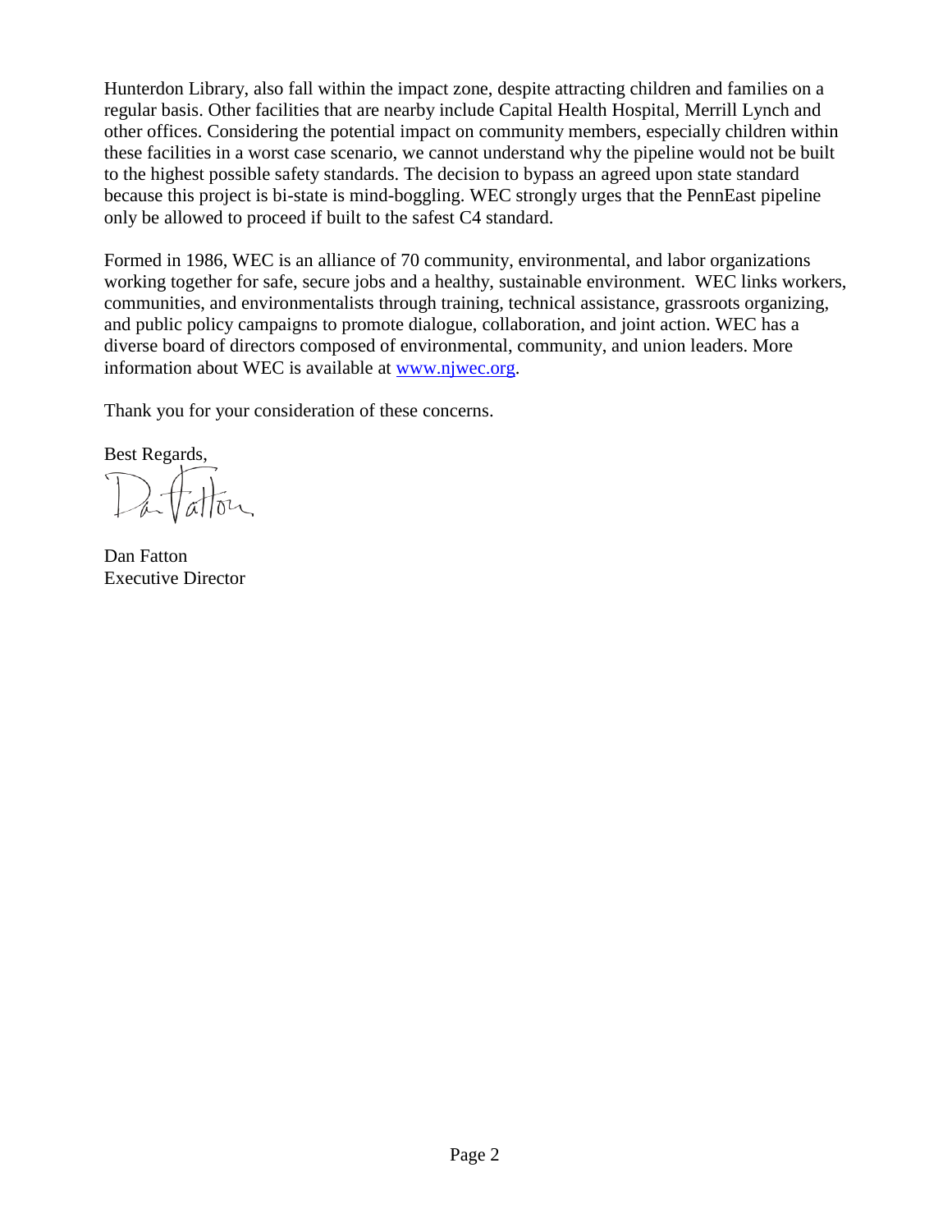Hunterdon Library, also fall within the impact zone, despite attracting children and families on a regular basis. Other facilities that are nearby include Capital Health Hospital, Merrill Lynch and other offices. Considering the potential impact on community members, especially children within these facilities in a worst case scenario, we cannot understand why the pipeline would not be built to the highest possible safety standards. The decision to bypass an agreed upon state standard because this project is bi-state is mind-boggling. WEC strongly urges that the PennEast pipeline only be allowed to proceed if built to the safest C4 standard.

Formed in 1986, WEC is an alliance of 70 community, environmental, and labor organizations working together for safe, secure jobs and a healthy, sustainable environment. WEC links workers, communities, and environmentalists through training, technical assistance, grassroots organizing, and public policy campaigns to promote dialogue, collaboration, and joint action. WEC has a diverse board of directors composed of environmental, community, and union leaders. More information about WEC is available at [www.njwec.org](http://www.njwec.org).

Thank you for your consideration of these concerns.

Best Regards,

Dan Fatton

Dan Fatton
Executive Director